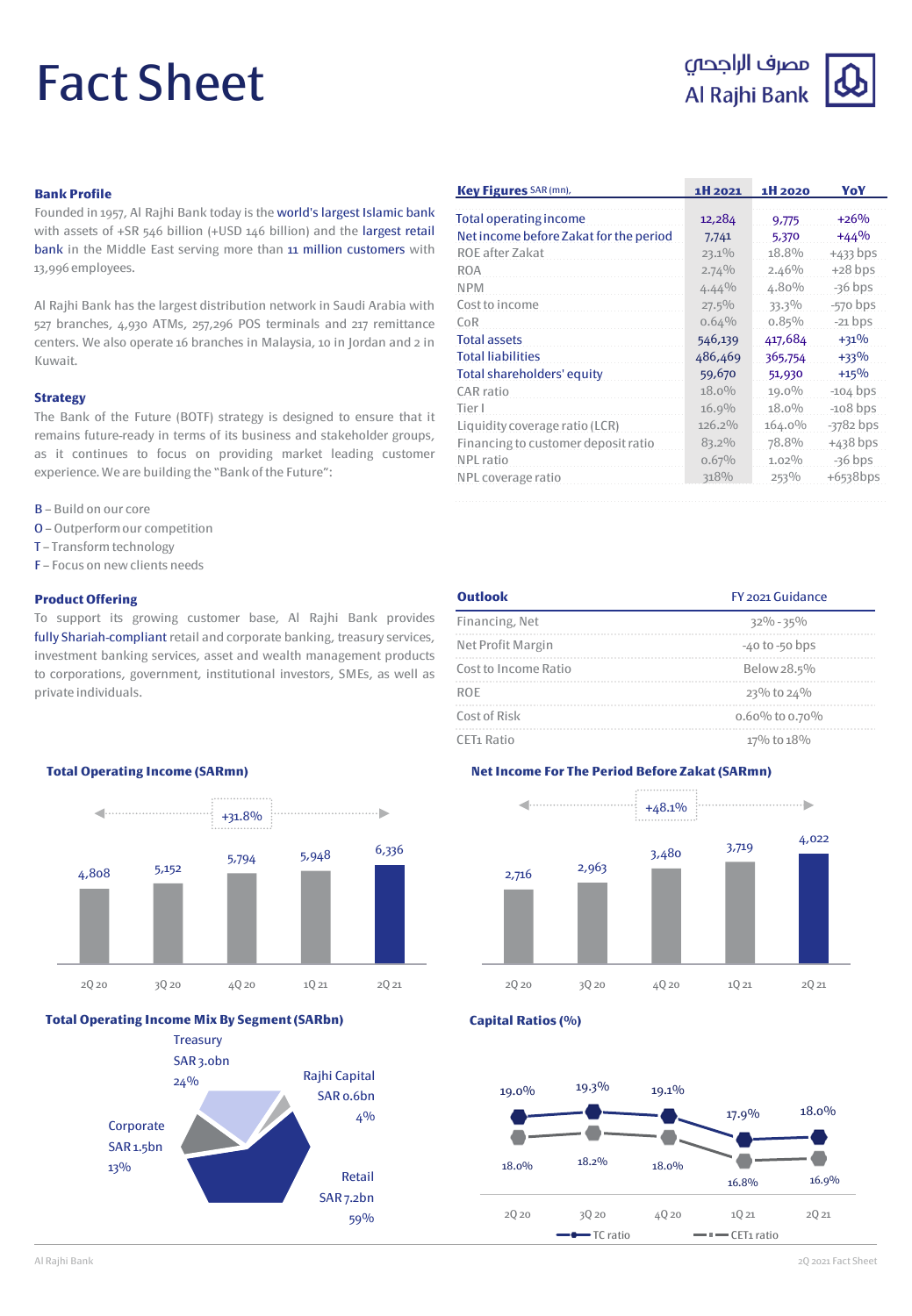# Fact Sheet

مصرف الراجحي
Al Rajhi Bank

## Bank Profile

Founded in 1957, Al Rajhi Bank today is the world's largest Islamic bank with assets of +SR 546 billion (+USD 146 billion) and the largest retail bank in the Middle East serving more than 11 million customers with 13,996 employees.

Al Rajhi Bank has the largest distribution network in Saudi Arabia with 527 branches, 4,930 ATMs, 257,296 POS terminals and 217 remittance centers. We also operate 16 branches in Malaysia, 10 in Jordan and 2 in Kuwait.

## Strategy

The Bank of the Future (BOTF) strategy is designed to ensure that it remains future-ready in terms of its business and stakeholder groups, as it continues to focus on providing market leading customer experience. We are building the "Bank of the Future":

- B – Build on our core
- O – Outperform our competition
- T – Transform technology
- F – Focus on new clients needs

## Product Offering

To support its growing customer base, Al Rajhi Bank provides fully Shariah-compliant retail and corporate banking, treasury services, investment banking services, asset and wealth management products to corporations, government, institutional investors, SMEs, as well as private individuals.

## Key Figures SAR (mn),

| Key Figures SAR (mn), | 1H 2021 | 1H 2020 | YoY |
|---|---|---|---|
| Total operating income | 12,284 | 9,775 | +26% |
| Net income before Zakat for the period | 7,741 | 5,370 | +44% |
| ROE after Zakat | 23.1% | 18.8% | +433 bps |
| ROA | 2.74% | 2.46% | +28 bps |
| NPM | 4.44% | 4.80% | -36 bps |
| Cost to income | 27.5% | 33.3% | -570 bps |
| CoR | 0.64% | 0.85% | -21 bps |
| Total assets | 546,139 | 417,684 | +31% |
| Total liabilities | 486,469 | 365,754 | +33% |
| Total shareholders' equity | 59,670 | 51,930 | +15% |
| CAR ratio | 18.0% | 19.0% | -104 bps |
| Tier I | 16.9% | 18.0% | -108 bps |
| Liquidity coverage ratio (LCR) | 126.2% | 164.0% | -3782 bps |
| Financing to customer deposit ratio | 83.2% | 78.8% | +438 bps |
| NPL ratio | 0.67% | 1.02% | -36 bps |
| NPL coverage ratio | 318% | 253% | +6538bps |

## Outlook

| Outlook | FY 2021 Guidance |
|---|---|
| Financing, Net | 32% - 35% |
| Net Profit Margin | -40 to -50 bps |
| Cost to Income Ratio | Below 28.5% |
| ROE | 23% to 24% |
| Cost of Risk | 0.60% to 0.70% |
| CET1 Ratio | 17% to 18% |

## Total Operating Income (SARmn)

+31.8%

| 2Q 20 | 3Q 20 | 4Q 20 | 1Q 21 | 2Q 21 |
|---|---|---|---|---|
| 4,808 | 5,152 | 5,794 | 5,948 | 6,336 |

## Net Income For The Period Before Zakat (SARmn)

+48.1%

| 2Q 20 | 3Q 20 | 4Q 20 | 1Q 21 | 2Q 21 |
|---|---|---|---|---|
| 2,716 | 2,963 | 3,480 | 3,719 | 4,022 |

## Total Operating Income Mix By Segment (SARbn)

- Treasury SAR 3.0bn 24%
- Rajhi Capital SAR 0.6bn 4%
- Corporate SAR 1.5bn 13%
- Retail SAR 7.2bn 59%

## Capital Ratios (%)

| | 2Q 20 | 3Q 20 | 4Q 20 | 1Q 21 | 2Q 21 |
|---|---|---|---|---|---|
| TC ratio | 19.0% | 19.3% | 19.1% | 17.9% | 18.0% |
| CET1 ratio | 18.0% | 18.2% | 18.0% | 16.8% | 16.9% |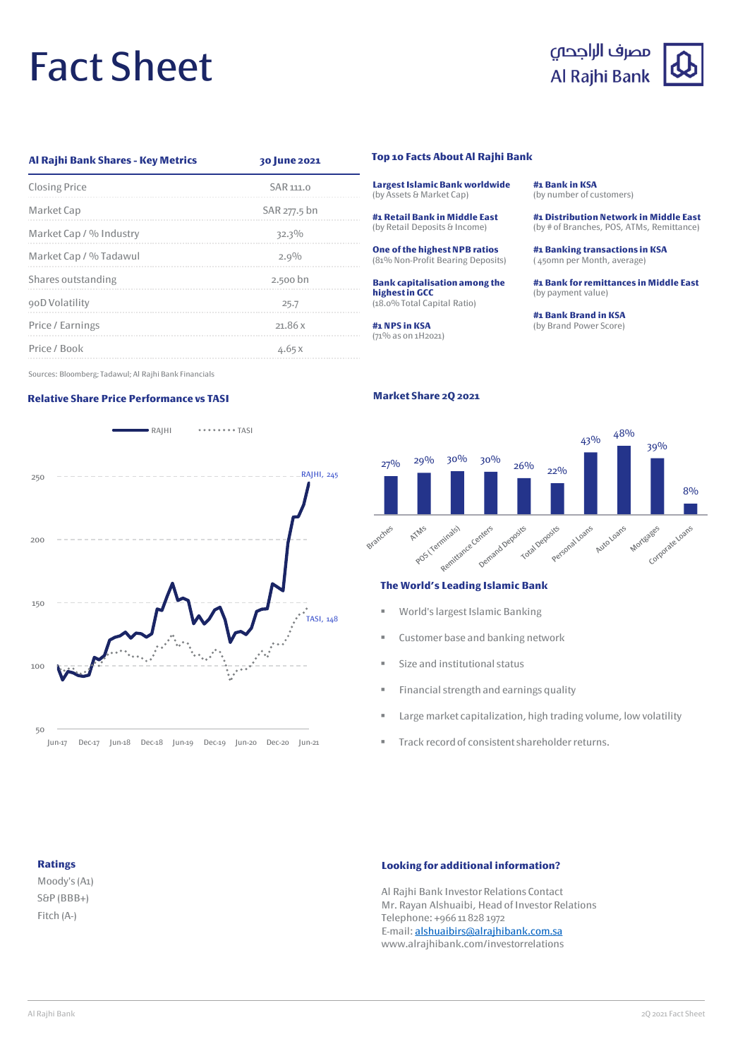# Fact Sheet

مصرف الراجحي
Al Rajhi Bank

| Al Rajhi Bank Shares - Key Metrics | 30 June 2021 |
|---|---|
| Closing Price | SAR 111.0 |
| Market Cap | SAR 277.5 bn |
| Market Cap / % Industry | 32.3% |
| Market Cap / % Tadawul | 2.9% |
| Shares outstanding | 2.500 bn |
| 90D Volatility | 25.7 |
| Price / Earnings | 21.86 x |
| Price / Book | 4.65 x |

Sources: Bloomberg; Tadawul; Al Rajhi Bank Financials

## Top 10 Facts About Al Rajhi Bank

**Largest Islamic Bank worldwide**
(by Assets & Market Cap)

**#1 Retail Bank in Middle East**
(by Retail Deposits & Income)

**One of the highest NPB ratios**
(81% Non-Profit Bearing Deposits)

**Bank capitalisation among the highest in GCC**
(18.0% Total Capital Ratio)

**#1 NPS in KSA**
(71% as on 1H2021)

**#1 Bank in KSA**
(by number of customers)

**#1 Distribution Network in Middle East**
(by # of Branches, POS, ATMs, Remittance)

**#1 Banking transactions in KSA**
(450mn per Month, average)

**#1 Bank for remittances in Middle East**
(by payment value)

**#1 Bank Brand in KSA**
(by Brand Power Score)

## Relative Share Price Performance vs TASI

RAJHI
TASI
RAJHI, 245
TASI, 148
250
200
150
100
50
Jun-17 Dec-17 Jun-18 Dec-18 Jun-19 Dec-19 Jun-20 Dec-20 Jun-21

## Market Share 2Q 2021

Branches 27%
ATMs 29%
POS (Terminals) 30%
Remittance Centers 30%
Demand Deposits 26%
Total Deposits 22%
Personal Loans 43%
Auto Loans 48%
Mortgages 39%
Corporate Loans 8%

## The World's Leading Islamic Bank

- World's largest Islamic Banking
- Customer base and banking network
- Size and institutional status
- Financial strength and earnings quality
- Large market capitalization, high trading volume, low volatility
- Track record of consistent shareholder returns.

## Ratings

Moody's (A1)
S&P (BBB+)
Fitch (A-)

## Looking for additional information?

Al Rajhi Bank Investor Relations Contact
Mr. Rayan Alshuaibi, Head of Investor Relations
Telephone: +966 11 828 1972
E-mail: alshuaibirs@alrajhibank.com.sa
www.alrajhibank.com/investorrelations